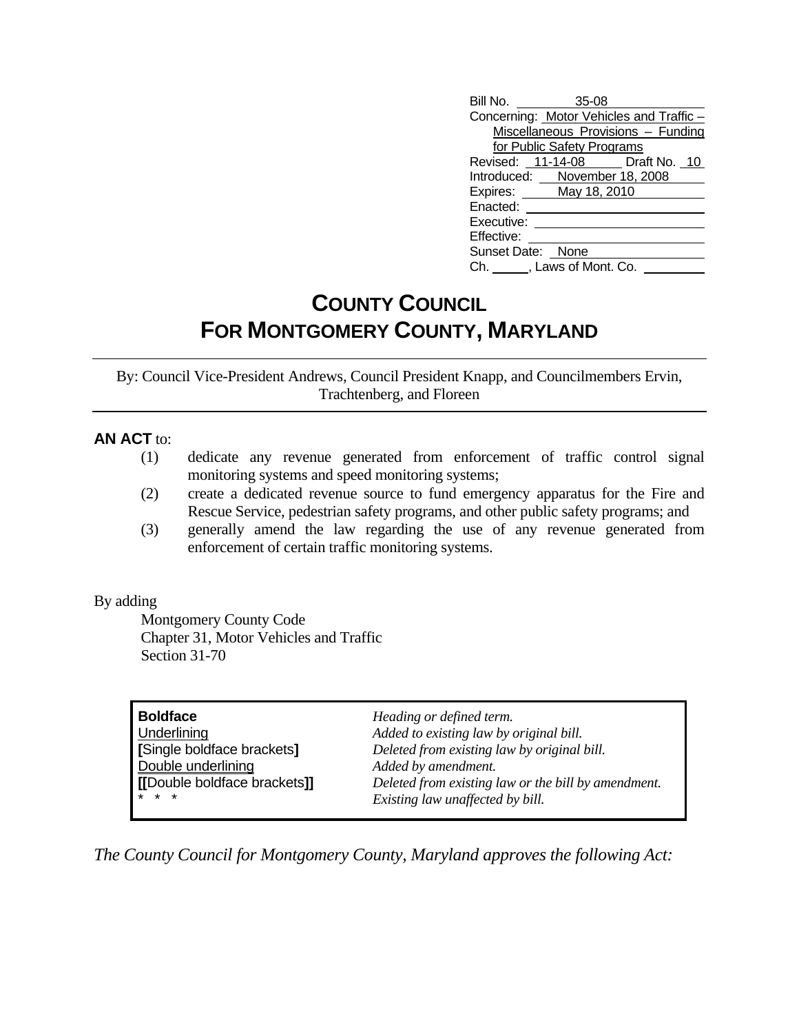| | |
|---|---|
| Bill No. | 35-08 |
| Concerning: | Motor Vehicles and Traffic – Miscellaneous Provisions – Funding for Public Safety Programs |
| Revised: | 11-14-08 Draft No. 10 |
| Introduced: | November 18, 2008 |
| Expires: | May 18, 2010 |
| Enacted: | |
| Executive: | |
| Effective: | |
| Sunset Date: | None |
| Ch. ____, Laws of Mont. Co. | |

# COUNTY COUNCIL
# FOR MONTGOMERY COUNTY, MARYLAND

By: Council Vice-President Andrews, Council President Knapp, and Councilmembers Ervin, Trachtenberg, and Floreen

**AN ACT** to:

(1) dedicate any revenue generated from enforcement of traffic control signal monitoring systems and speed monitoring systems;

(2) create a dedicated revenue source to fund emergency apparatus for the Fire and Rescue Service, pedestrian safety programs, and other public safety programs; and

(3) generally amend the law regarding the use of any revenue generated from enforcement of certain traffic monitoring systems.

By adding

Montgomery County Code
Chapter 31, Motor Vehicles and Traffic
Section 31-70

| | |
|---|---|
| **Boldface** | *Heading or defined term.* |
| Underlining | *Added to existing law by original bill.* |
| **[**Single boldface brackets**]** | *Deleted from existing law by original bill.* |
| Double underlining | *Added by amendment.* |
| **[[**Double boldface brackets**]]** | *Deleted from existing law or the bill by amendment.* |
| * * * | *Existing law unaffected by bill.* |

*The County Council for Montgomery County, Maryland approves the following Act:*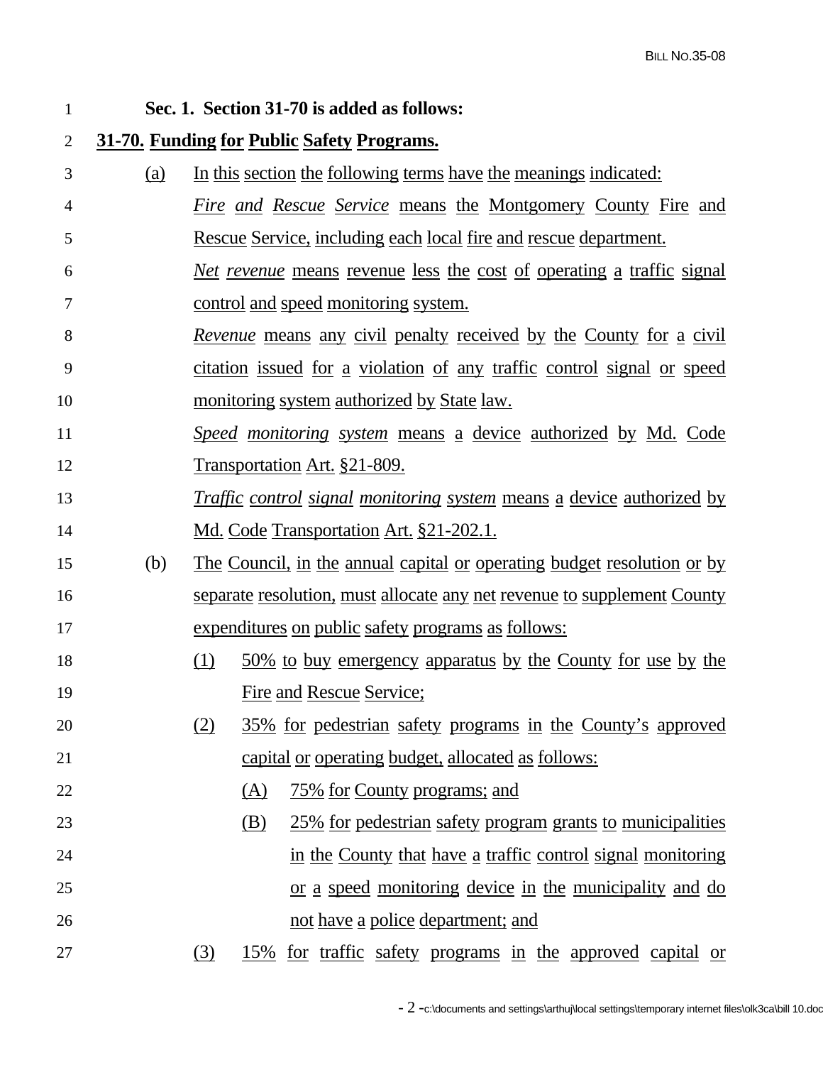**Sec. 1. Section 31-70 is added as follows:**

**31-70. Funding for Public Safety Programs.**

(a) In this section the following terms have the meanings indicated:

*Fire and Rescue Service* means the Montgomery County Fire and Rescue Service, including each local fire and rescue department.

*Net revenue* means revenue less the cost of operating a traffic signal control and speed monitoring system.

*Revenue* means any civil penalty received by the County for a civil citation issued for a violation of any traffic control signal or speed monitoring system authorized by State law.

*Speed monitoring system* means a device authorized by Md. Code Transportation Art. §21-809.

*Traffic control signal monitoring system* means a device authorized by Md. Code Transportation Art. §21-202.1.

(b) The Council, in the annual capital or operating budget resolution or by separate resolution, must allocate any net revenue to supplement County expenditures on public safety programs as follows:

(1) 50% to buy emergency apparatus by the County for use by the Fire and Rescue Service;

(2) 35% for pedestrian safety programs in the County's approved capital or operating budget, allocated as follows:

(A) 75% for County programs; and

(B) 25% for pedestrian safety program grants to municipalities in the County that have a traffic control signal monitoring or a speed monitoring device in the municipality and do not have a police department; and

(3) 15% for traffic safety programs in the approved capital or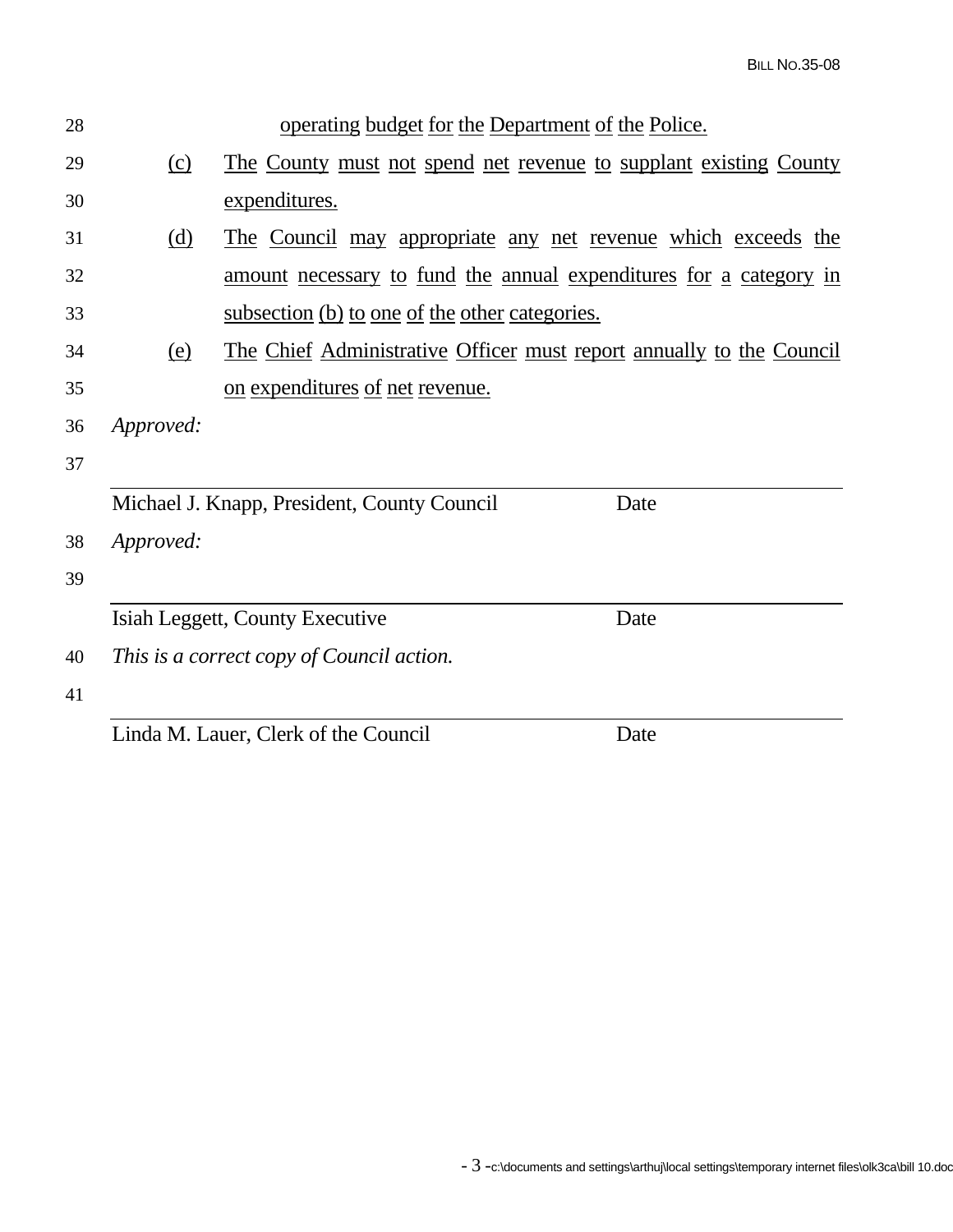operating budget for the Department of the Police.

(c) The County must not spend net revenue to supplant existing County expenditures.

(d) The Council may appropriate any net revenue which exceeds the amount necessary to fund the annual expenditures for a category in subsection (b) to one of the other categories.

(e) The Chief Administrative Officer must report annually to the Council on expenditures of net revenue.

*Approved:*

Michael J. Knapp, President, County Council　　　　Date

*Approved:*

Isiah Leggett, County Executive　　　　Date

*This is a correct copy of Council action.*

Linda M. Lauer, Clerk of the Council　　　　Date